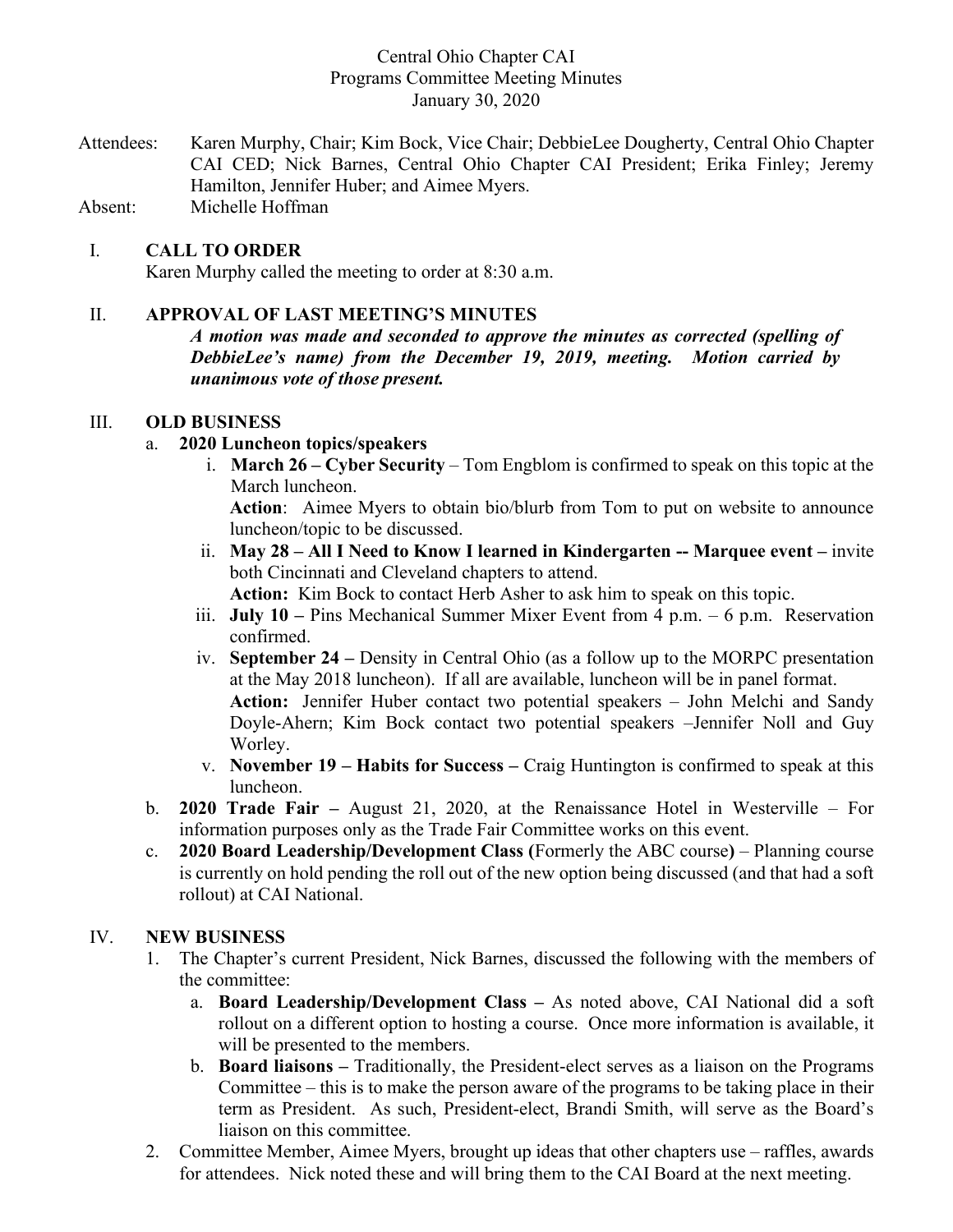Central Ohio Chapter CAI
Programs Committee Meeting Minutes
January 30, 2020

Attendees: Karen Murphy, Chair; Kim Bock, Vice Chair; DebbieLee Dougherty, Central Ohio Chapter CAI CED; Nick Barnes, Central Ohio Chapter CAI President; Erika Finley; Jeremy Hamilton, Jennifer Huber; and Aimee Myers.

Absent: Michelle Hoffman

## I. CALL TO ORDER

Karen Murphy called the meeting to order at 8:30 a.m.

## II. APPROVAL OF LAST MEETING'S MINUTES

***A motion was made and seconded to approve the minutes as corrected (spelling of DebbieLee's name) from the December 19, 2019, meeting. Motion carried by unanimous vote of those present.***

## III. OLD BUSINESS

a. **2020 Luncheon topics/speakers**

   i. **March 26 – Cyber Security** – Tom Engblom is confirmed to speak on this topic at the March luncheon.
   **Action**: Aimee Myers to obtain bio/blurb from Tom to put on website to announce luncheon/topic to be discussed.

   ii. **May 28 – All I Need to Know I learned in Kindergarten -- Marquee event –** invite both Cincinnati and Cleveland chapters to attend.
   **Action:** Kim Bock to contact Herb Asher to ask him to speak on this topic.

   iii. **July 10 –** Pins Mechanical Summer Mixer Event from 4 p.m. – 6 p.m. Reservation confirmed.

   iv. **September 24 –** Density in Central Ohio (as a follow up to the MORPC presentation at the May 2018 luncheon). If all are available, luncheon will be in panel format.
   **Action:** Jennifer Huber contact two potential speakers – John Melchi and Sandy Doyle-Ahern; Kim Bock contact two potential speakers –Jennifer Noll and Guy Worley.

   v. **November 19 – Habits for Success –** Craig Huntington is confirmed to speak at this luncheon.

b. **2020 Trade Fair –** August 21, 2020, at the Renaissance Hotel in Westerville – For information purposes only as the Trade Fair Committee works on this event.

c. **2020 Board Leadership/Development Class (**Formerly the ABC course**)** – Planning course is currently on hold pending the roll out of the new option being discussed (and that had a soft rollout) at CAI National.

## IV. NEW BUSINESS

1. The Chapter's current President, Nick Barnes, discussed the following with the members of the committee:
   a. **Board Leadership/Development Class –** As noted above, CAI National did a soft rollout on a different option to hosting a course. Once more information is available, it will be presented to the members.
   b. **Board liaisons –** Traditionally, the President-elect serves as a liaison on the Programs Committee – this is to make the person aware of the programs to be taking place in their term as President. As such, President-elect, Brandi Smith, will serve as the Board's liaison on this committee.
2. Committee Member, Aimee Myers, brought up ideas that other chapters use – raffles, awards for attendees. Nick noted these and will bring them to the CAI Board at the next meeting.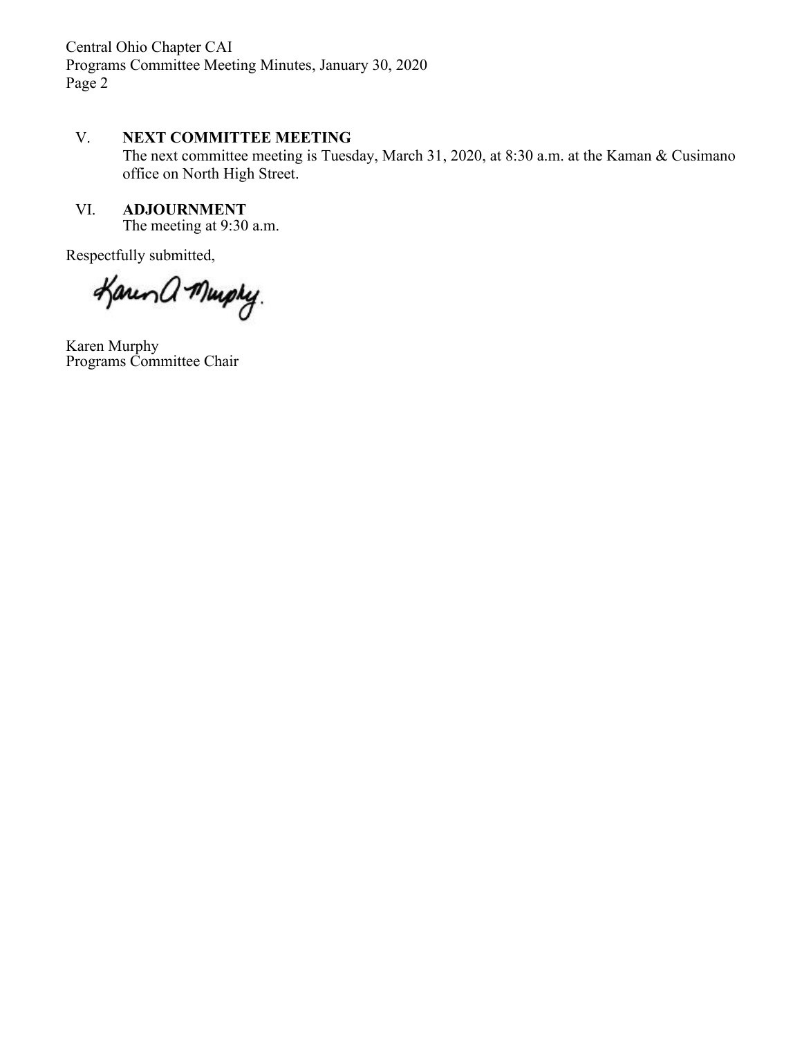V. **NEXT COMMITTEE MEETING**

The next committee meeting is Tuesday, March 31, 2020, at 8:30 a.m. at the Kaman & Cusimano office on North High Street.

VI. **ADJOURNMENT**

The meeting at 9:30 a.m.

Respectfully submitted,

Karen Murphy
Programs Committee Chair